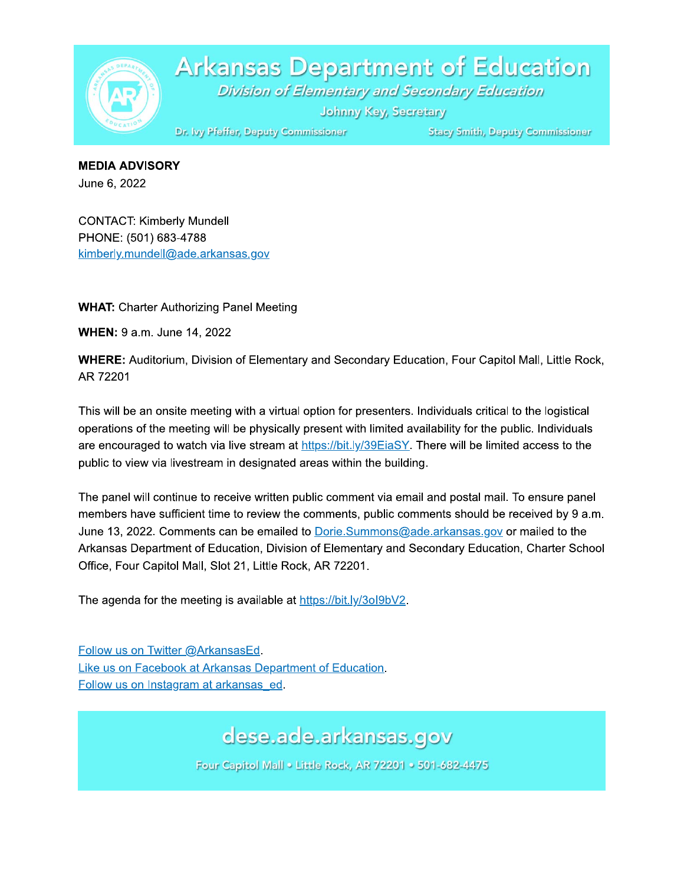# Arkansas Department of Education

*Division of Elementary and Secondary Education*

Johnny Key, Secretary

Dr. Ivy Pfeffer, Deputy Commissioner | Stacy Smith, Deputy Commissioner

**MEDIA ADVISORY**

June 6, 2022

CONTACT: Kimberly Mundell
PHONE: (501) 683-4788
kimberly.mundell@ade.arkansas.gov

**WHAT:** Charter Authorizing Panel Meeting

**WHEN:** 9 a.m. June 14, 2022

**WHERE:** Auditorium, Division of Elementary and Secondary Education, Four Capitol Mall, Little Rock, AR 72201

This will be an onsite meeting with a virtual option for presenters. Individuals critical to the logistical operations of the meeting will be physically present with limited availability for the public. Individuals are encouraged to watch via live stream at https://bit.ly/39EiaSY. There will be limited access to the public to view via livestream in designated areas within the building.

The panel will continue to receive written public comment via email and postal mail. To ensure panel members have sufficient time to review the comments, public comments should be received by 9 a.m. June 13, 2022. Comments can be emailed to Dorie.Summons@ade.arkansas.gov or mailed to the Arkansas Department of Education, Division of Elementary and Secondary Education, Charter School Office, Four Capitol Mall, Slot 21, Little Rock, AR 72201.

The agenda for the meeting is available at https://bit.ly/3ol9bV2.

Follow us on Twitter @ArkansasEd.
Like us on Facebook at Arkansas Department of Education.
Follow us on Instagram at arkansas_ed.

dese.ade.arkansas.gov

Four Capitol Mall • Little Rock, AR 72201 • 501-682-4475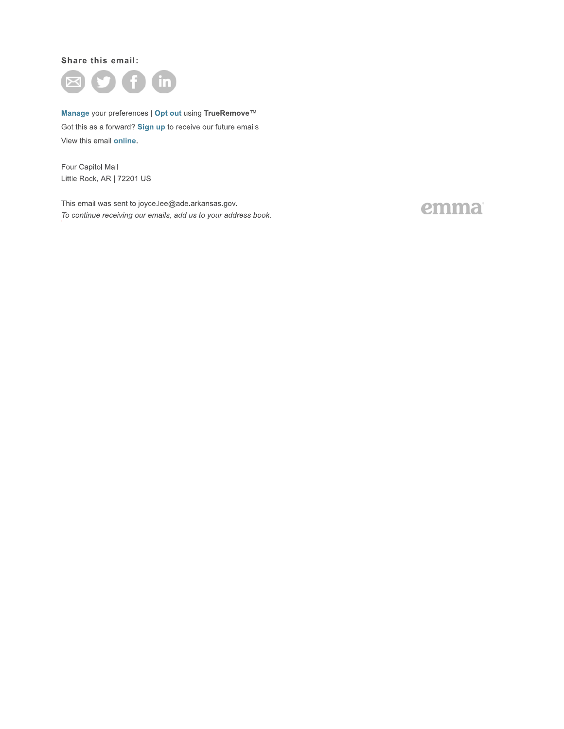**Share this email:**

**Manage** your preferences | **Opt out** using **TrueRemove**™

Got this as a forward? **Sign up** to receive our future emails.

View this email **online**.

Four Capitol Mall
Little Rock, AR | 72201 US

This email was sent to joyce.lee@ade.arkansas.gov.
*To continue receiving our emails, add us to your address book.*

emma